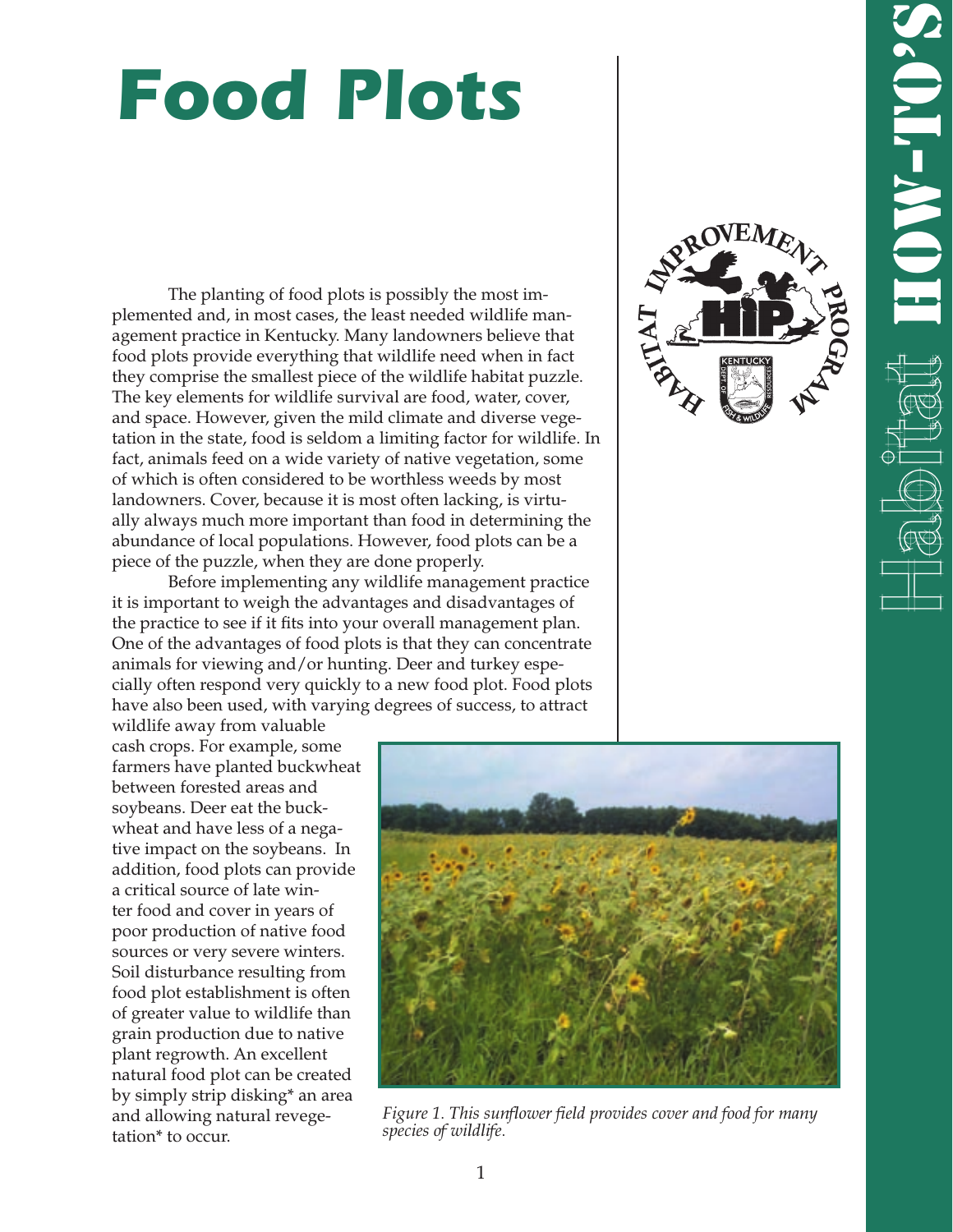# Food Plots

The planting of food plots is possibly the most implemented and, in most cases, the least needed wildlife management practice in Kentucky. Many landowners believe that food plots provide everything that wildlife need when in fact they comprise the smallest piece of the wildlife habitat puzzle. The key elements for wildlife survival are food, water, cover, and space. However, given the mild climate and diverse vegetation in the state, food is seldom a limiting factor for wildlife. In fact, animals feed on a wide variety of native vegetation, some of which is often considered to be worthless weeds by most landowners. Cover, because it is most often lacking, is virtually always much more important than food in determining the abundance of local populations. However, food plots can be a piece of the puzzle, when they are done properly.

Before implementing any wildlife management practice it is important to weigh the advantages and disadvantages of the practice to see if it fits into your overall management plan. One of the advantages of food plots is that they can concentrate animals for viewing and/or hunting. Deer and turkey especially often respond very quickly to a new food plot. Food plots have also been used, with varying degrees of success, to attract wildlife away from valuable cash crops. For example, some farmers have planted buckwheat between forested areas and soybeans. Deer eat the buckwheat and have less of a negative impact on the soybeans. In addition, food plots can provide a critical source of late winter food and cover in years of poor production of native food sources or very severe winters. Soil disturbance resulting from food plot establishment is often of greater value to wildlife than grain production due to native plant regrowth. An excellent natural food plot can be created by simply strip disking* an area and allowing natural revegetation* to occur.

*Figure 1. This sunflower field provides cover and food for many species of wildlife.*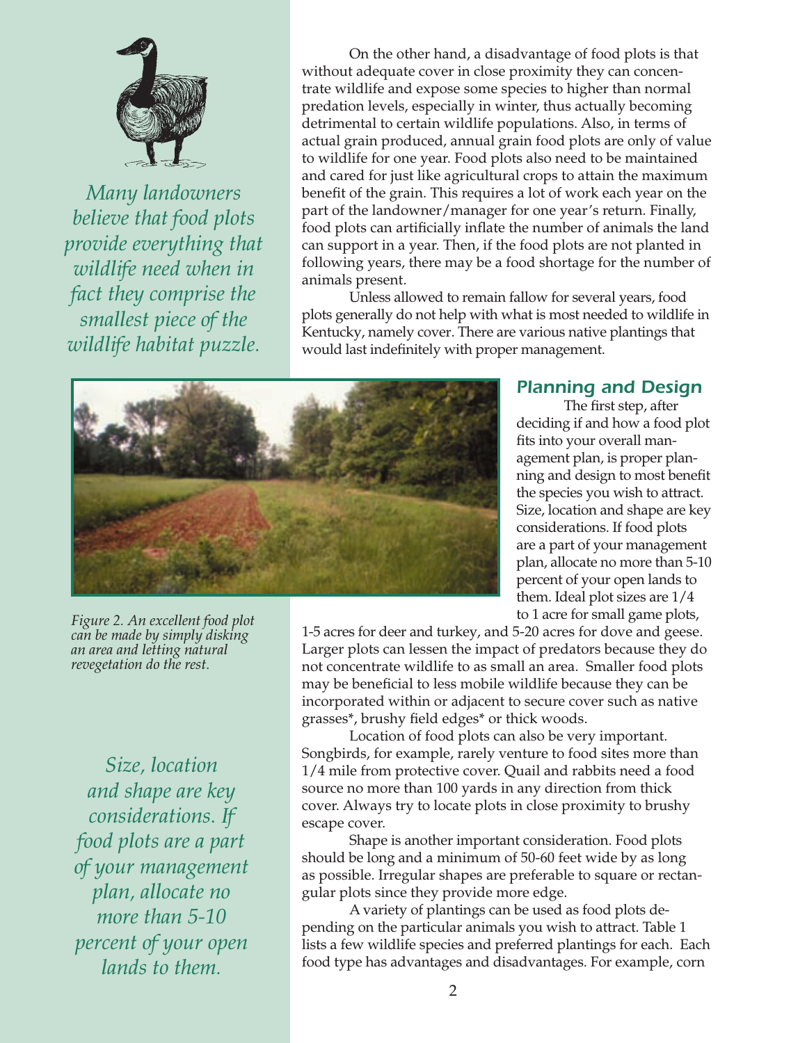*Many landowners believe that food plots provide everything that wildlife need when in fact they comprise the smallest piece of the wildlife habitat puzzle.*

On the other hand, a disadvantage of food plots is that without adequate cover in close proximity they can concentrate wildlife and expose some species to higher than normal predation levels, especially in winter, thus actually becoming detrimental to certain wildlife populations. Also, in terms of actual grain produced, annual grain food plots are only of value to wildlife for one year. Food plots also need to be maintained and cared for just like agricultural crops to attain the maximum benefit of the grain. This requires a lot of work each year on the part of the landowner/manager for one year's return. Finally, food plots can artificially inflate the number of animals the land can support in a year. Then, if the food plots are not planted in following years, there may be a food shortage for the number of animals present.

Unless allowed to remain fallow for several years, food plots generally do not help with what is most needed to wildlife in Kentucky, namely cover. There are various native plantings that would last indefinitely with proper management.

*Figure 2. An excellent food plot can be made by simply disking an area and letting natural revegetation do the rest.*

## Planning and Design

The first step, after deciding if and how a food plot fits into your overall management plan, is proper planning and design to most benefit the species you wish to attract. Size, location and shape are key considerations. If food plots are a part of your management plan, allocate no more than 5-10 percent of your open lands to them. Ideal plot sizes are 1/4 to 1 acre for small game plots, 1-5 acres for deer and turkey, and 5-20 acres for dove and geese. Larger plots can lessen the impact of predators because they do not concentrate wildlife to as small an area. Smaller food plots may be beneficial to less mobile wildlife because they can be incorporated within or adjacent to secure cover such as native grasses*, brushy field edges* or thick woods.

*Size, location and shape are key considerations. If food plots are a part of your management plan, allocate no more than 5-10 percent of your open lands to them.*

Location of food plots can also be very important. Songbirds, for example, rarely venture to food sites more than 1/4 mile from protective cover. Quail and rabbits need a food source no more than 100 yards in any direction from thick cover. Always try to locate plots in close proximity to brushy escape cover.

Shape is another important consideration. Food plots should be long and a minimum of 50-60 feet wide by as long as possible. Irregular shapes are preferable to square or rectangular plots since they provide more edge.

A variety of plantings can be used as food plots depending on the particular animals you wish to attract. Table 1 lists a few wildlife species and preferred plantings for each. Each food type has advantages and disadvantages. For example, corn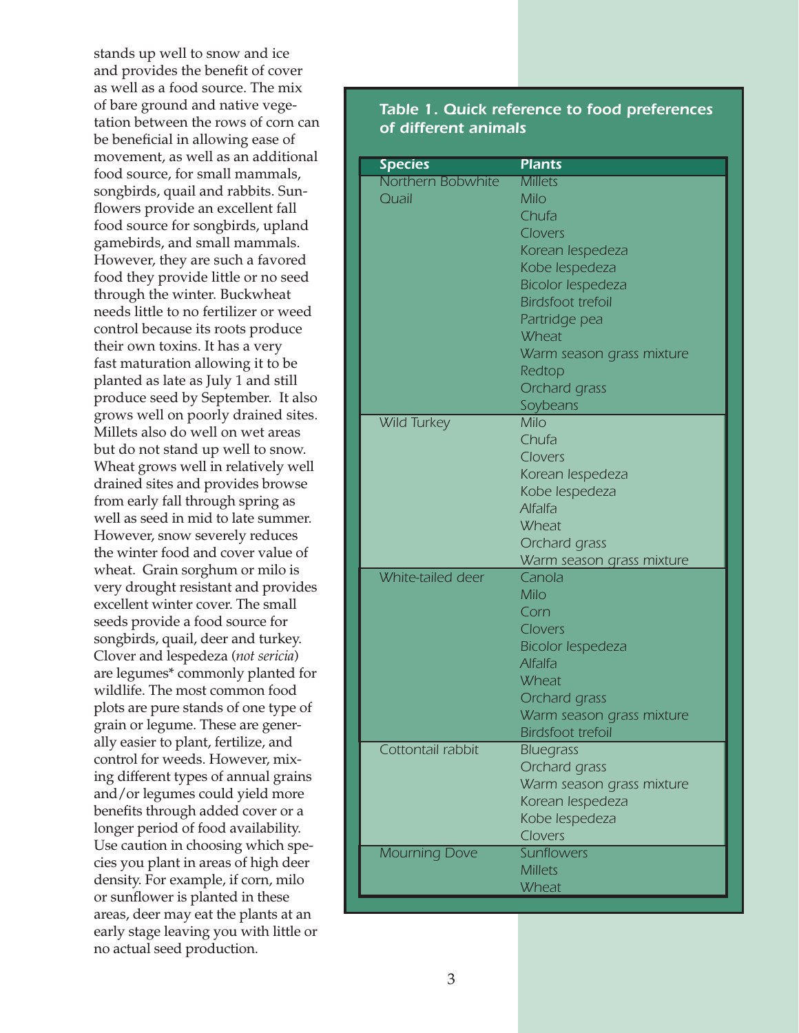stands up well to snow and ice and provides the benefit of cover as well as a food source. The mix of bare ground and native vegetation between the rows of corn can be beneficial in allowing ease of movement, as well as an additional food source, for small mammals, songbirds, quail and rabbits. Sunflowers provide an excellent fall food source for songbirds, upland gamebirds, and small mammals. However, they are such a favored food they provide little or no seed through the winter. Buckwheat needs little to no fertilizer or weed control because its roots produce their own toxins. It has a very fast maturation allowing it to be planted as late as July 1 and still produce seed by September. It also grows well on poorly drained sites. Millets also do well on wet areas but do not stand up well to snow. Wheat grows well in relatively well drained sites and provides browse from early fall through spring as well as seed in mid to late summer. However, snow severely reduces the winter food and cover value of wheat. Grain sorghum or milo is very drought resistant and provides excellent winter cover. The small seeds provide a food source for songbirds, quail, deer and turkey. Clover and lespedeza (*not sericia*) are legumes* commonly planted for wildlife. The most common food plots are pure stands of one type of grain or legume. These are generally easier to plant, fertilize, and control for weeds. However, mixing different types of annual grains and/or legumes could yield more benefits through added cover or a longer period of food availability. Use caution in choosing which species you plant in areas of high deer density. For example, if corn, milo or sunflower is planted in these areas, deer may eat the plants at an early stage leaving you with little or no actual seed production.

*Table 1. Quick reference to food preferences of different animals*

| Species | Plants |
|---|---|
| Northern Bobwhite Quail | Millets<br>Milo<br>Chufa<br>Clovers<br>Korean lespedeza<br>Kobe lespedeza<br>Bicolor lespedeza<br>Birdsfoot trefoil<br>Partridge pea<br>Wheat<br>Warm season grass mixture<br>Redtop<br>Orchard grass<br>Soybeans |
| Wild Turkey | Milo<br>Chufa<br>Clovers<br>Korean lespedeza<br>Kobe lespedeza<br>Alfalfa<br>Wheat<br>Orchard grass<br>Warm season grass mixture |
| White-tailed deer | Canola<br>Milo<br>Corn<br>Clovers<br>Bicolor lespedeza<br>Alfalfa<br>Wheat<br>Orchard grass<br>Warm season grass mixture<br>Birdsfoot trefoil |
| Cottontail rabbit | Bluegrass<br>Orchard grass<br>Warm season grass mixture<br>Korean lespedeza<br>Kobe lespedeza<br>Clovers |
| Mourning Dove | Sunflowers<br>Millets<br>Wheat |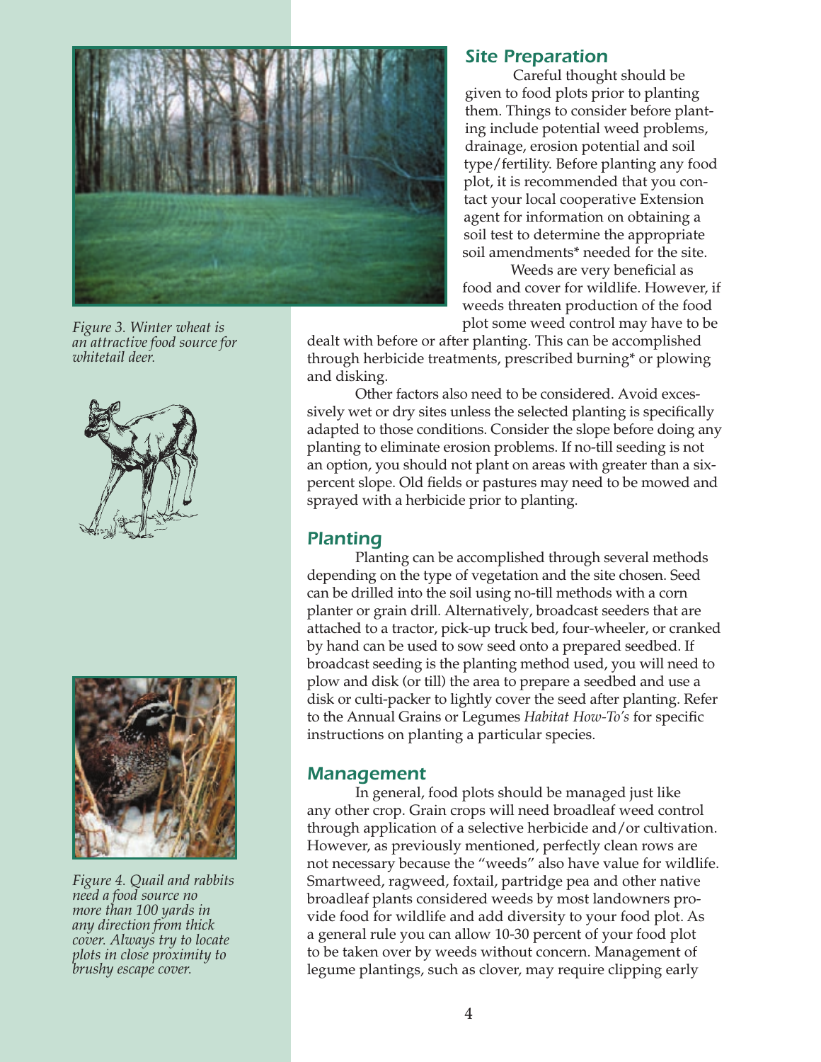*Figure 3. Winter wheat is an attractive food source for whitetail deer.*

*Figure 4. Quail and rabbits need a food source no more than 100 yards in any direction from thick cover. Always try to locate plots in close proximity to brushy escape cover.*

## Site Preparation

Careful thought should be given to food plots prior to planting them. Things to consider before planting include potential weed problems, drainage, erosion potential and soil type/fertility. Before planting any food plot, it is recommended that you contact your local cooperative Extension agent for information on obtaining a soil test to determine the appropriate soil amendments* needed for the site.

Weeds are very beneficial as food and cover for wildlife. However, if weeds threaten production of the food plot some weed control may have to be dealt with before or after planting. This can be accomplished through herbicide treatments, prescribed burning* or plowing and disking.

Other factors also need to be considered. Avoid excessively wet or dry sites unless the selected planting is specifically adapted to those conditions. Consider the slope before doing any planting to eliminate erosion problems. If no-till seeding is not an option, you should not plant on areas with greater than a six-percent slope. Old fields or pastures may need to be mowed and sprayed with a herbicide prior to planting.

## Planting

Planting can be accomplished through several methods depending on the type of vegetation and the site chosen. Seed can be drilled into the soil using no-till methods with a corn planter or grain drill. Alternatively, broadcast seeders that are attached to a tractor, pick-up truck bed, four-wheeler, or cranked by hand can be used to sow seed onto a prepared seedbed. If broadcast seeding is the planting method used, you will need to plow and disk (or till) the area to prepare a seedbed and use a disk or culti-packer to lightly cover the seed after planting. Refer to the Annual Grains or Legumes *Habitat How-To's* for specific instructions on planting a particular species.

## Management

In general, food plots should be managed just like any other crop. Grain crops will need broadleaf weed control through application of a selective herbicide and/or cultivation. However, as previously mentioned, perfectly clean rows are not necessary because the "weeds" also have value for wildlife. Smartweed, ragweed, foxtail, partridge pea and other native broadleaf plants considered weeds by most landowners provide food for wildlife and add diversity to your food plot. As a general rule you can allow 10-30 percent of your food plot to be taken over by weeds without concern. Management of legume plantings, such as clover, may require clipping early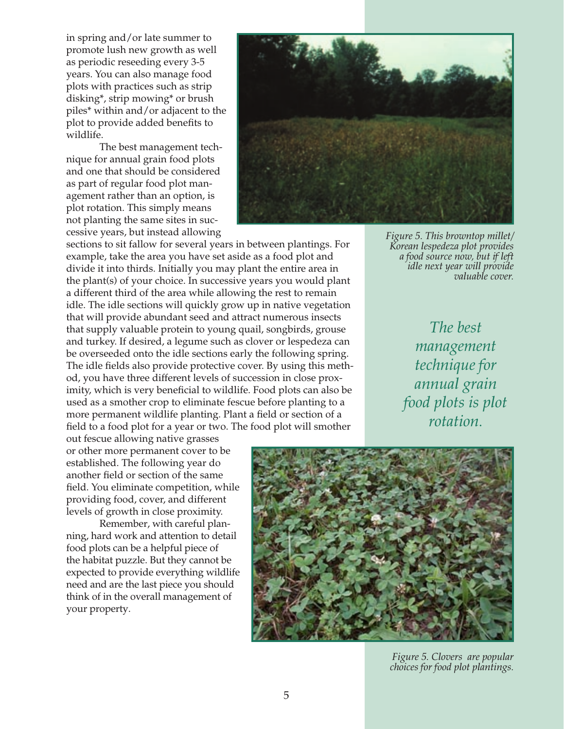in spring and/or late summer to promote lush new growth as well as periodic reseeding every 3-5 years. You can also manage food plots with practices such as strip disking*, strip mowing* or brush piles* within and/or adjacent to the plot to provide added benefits to wildlife.

The best management technique for annual grain food plots and one that should be considered as part of regular food plot management rather than an option, is plot rotation. This simply means not planting the same sites in successive years, but instead allowing sections to sit fallow for several years in between plantings. For example, take the area you have set aside as a food plot and divide it into thirds. Initially you may plant the entire area in the plant(s) of your choice. In successive years you would plant a different third of the area while allowing the rest to remain idle. The idle sections will quickly grow up in native vegetation that will provide abundant seed and attract numerous insects that supply valuable protein to young quail, songbirds, grouse and turkey. If desired, a legume such as clover or lespedeza can be overseeded onto the idle sections early the following spring. The idle fields also provide protective cover. By using this method, you have three different levels of succession in close proximity, which is very beneficial to wildlife. Food plots can also be used as a smother crop to eliminate fescue before planting to a more permanent wildlife planting. Plant a field or section of a field to a food plot for a year or two. The food plot will smother out fescue allowing native grasses or other more permanent cover to be established. The following year do another field or section of the same field. You eliminate competition, while providing food, cover, and different levels of growth in close proximity.

Remember, with careful planning, hard work and attention to detail food plots can be a helpful piece of the habitat puzzle. But they cannot be expected to provide everything wildlife need and are the last piece you should think of in the overall management of your property.

*Figure 5. This browntop millet/ Korean lespedeza plot provides a food source now, but if left idle next year will provide valuable cover.*

*The best management technique for annual grain food plots is plot rotation.*

*Figure 5. Clovers are popular choices for food plot plantings.*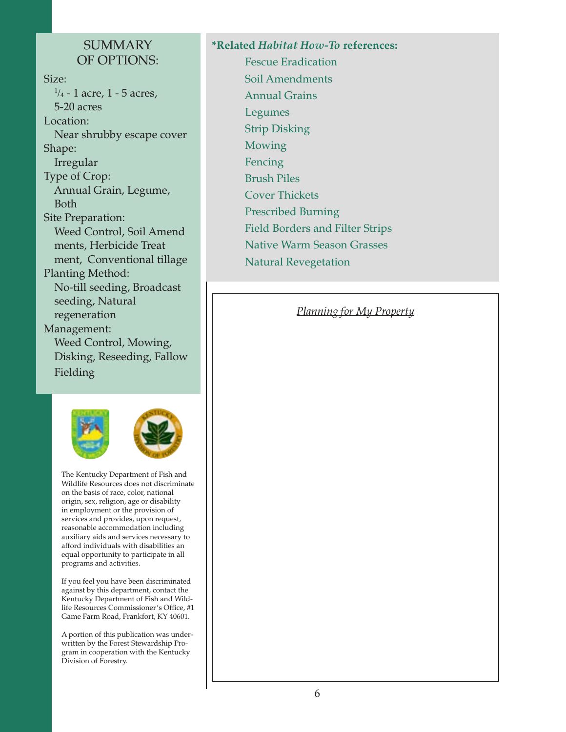## SUMMARY OF OPTIONS:

Size:
$^1/_4$ - 1 acre, 1 - 5 acres, 5-20 acres

Location:
Near shrubby escape cover

Shape:
Irregular

Type of Crop:
Annual Grain, Legume, Both

Site Preparation:
Weed Control, Soil Amendments, Herbicide Treatment, Conventional tillage

Planting Method:
No-till seeding, Broadcast seeding, Natural regeneration

Management:
Weed Control, Mowing, Disking, Reseeding, Fallow Fielding

The Kentucky Department of Fish and Wildlife Resources does not discriminate on the basis of race, color, national origin, sex, religion, age or disability in employment or the provision of services and provides, upon request, reasonable accommodation including auxiliary aids and services necessary to afford individuals with disabilities an equal opportunity to participate in all programs and activities.

If you feel you have been discriminated against by this department, contact the Kentucky Department of Fish and Wildlife Resources Commissioner's Office, #1 Game Farm Road, Frankfort, KY 40601.

A portion of this publication was underwritten by the Forest Stewardship Program in cooperation with the Kentucky Division of Forestry.

**\*Related *Habitat How-To* references:**

- Fescue Eradication
- Soil Amendments
- Annual Grains
- Legumes
- Strip Disking
- Mowing
- Fencing
- Brush Piles
- Cover Thickets
- Prescribed Burning
- Field Borders and Filter Strips
- Native Warm Season Grasses
- Natural Revegetation

*Planning for My Property*